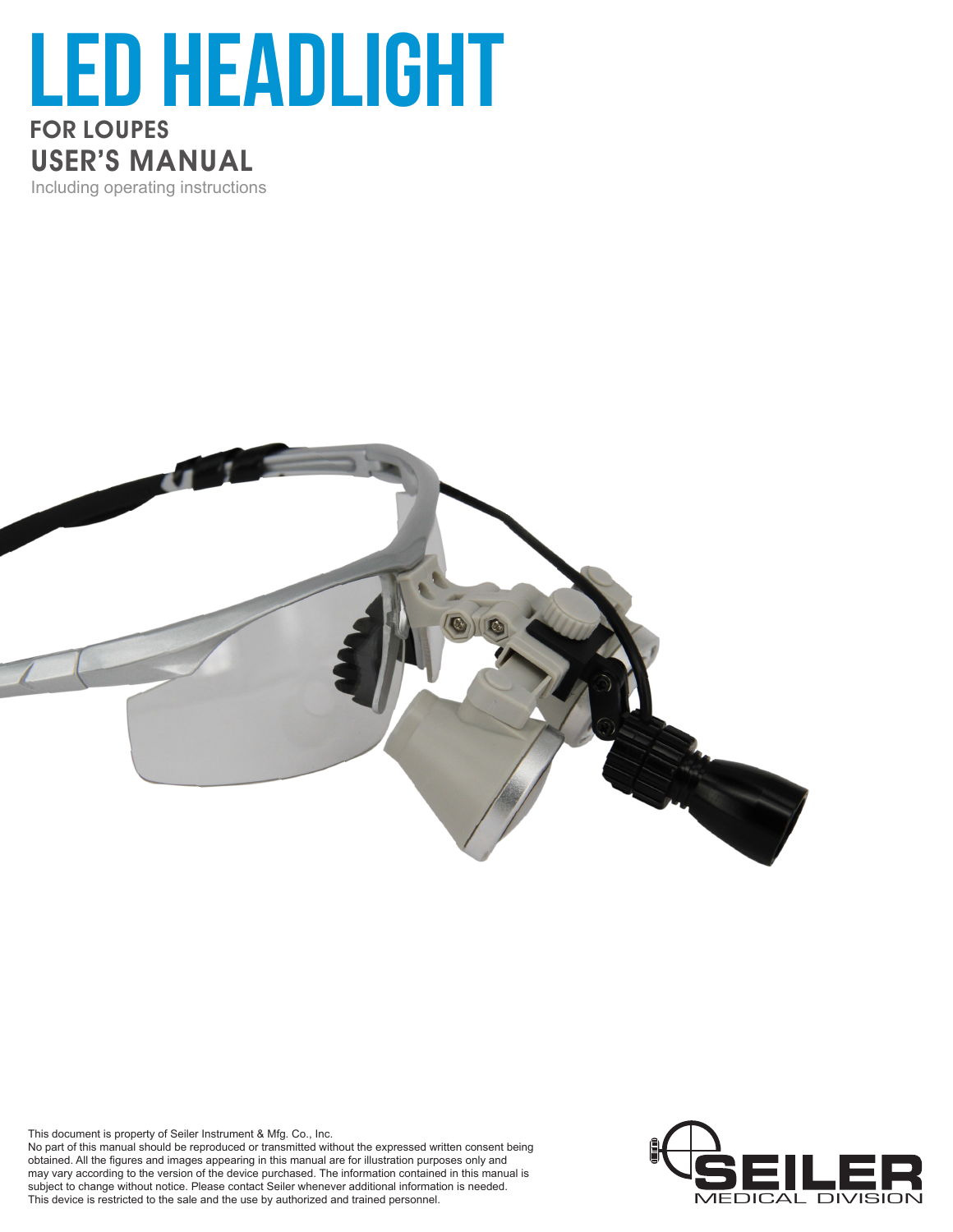# LED HEADLIGHT

## FOR LOUPES

## USER'S MANUAL

Including operating instructions

This document is property of Seiler Instrument & Mfg. Co., Inc.
No part of this manual should be reproduced or transmitted without the expressed written consent being obtained. All the figures and images appearing in this manual are for illustration purposes only and may vary according to the version of the device purchased. The information contained in this manual is subject to change without notice. Please contact Seiler whenever additional information is needed.
This device is restricted to the sale and the use by authorized and trained personnel.

SEILER
MEDICAL DIVISION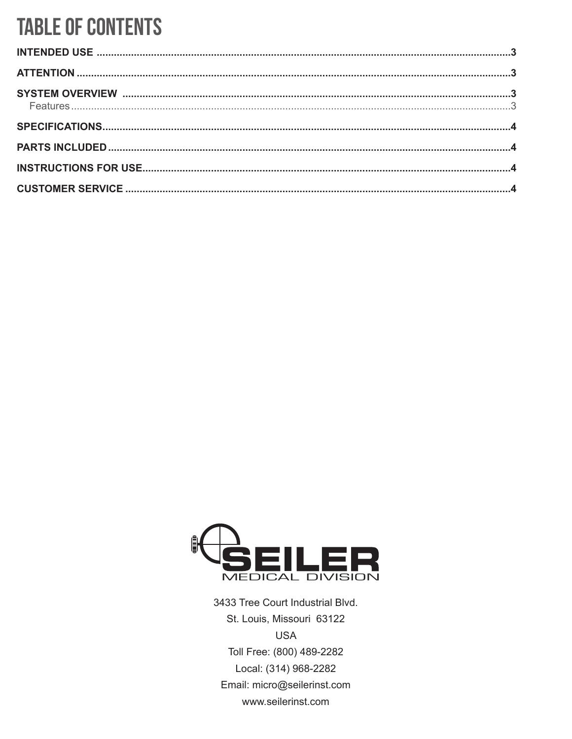# TABLE OF CONTENTS

**INTENDED USE** ..................................................................................................................................3

**ATTENTION** ........................................................................................................................................3

**SYSTEM OVERVIEW** ..........................................................................................................................3

Features ..................................................................................................................................................3

**SPECIFICATIONS** ..............................................................................................................................4

**PARTS INCLUDED** ............................................................................................................................4

**INSTRUCTIONS FOR USE** ................................................................................................................4

**CUSTOMER SERVICE** .......................................................................................................................4

SEILER
MEDICAL DIVISION

3433 Tree Court Industrial Blvd.
St. Louis, Missouri 63122
USA
Toll Free: (800) 489-2282
Local: (314) 968-2282
Email: micro@seilerinst.com
www.seilerinst.com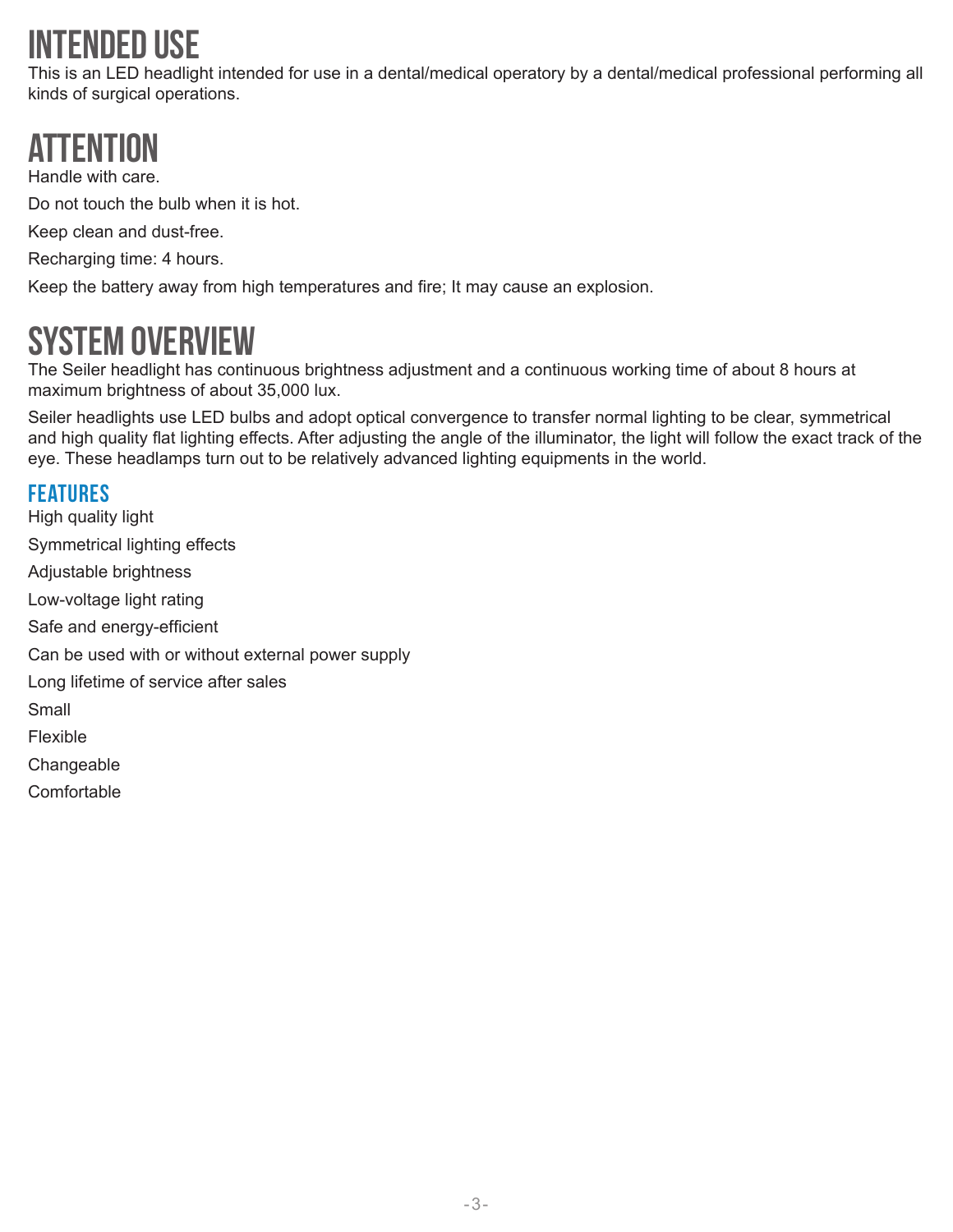# INTENDED USE

This is an LED headlight intended for use in a dental/medical operatory by a dental/medical professional performing all kinds of surgical operations.

# ATTENTION

Handle with care.

Do not touch the bulb when it is hot.

Keep clean and dust-free.

Recharging time: 4 hours.

Keep the battery away from high temperatures and fire; It may cause an explosion.

# SYSTEM OVERVIEW

The Seiler headlight has continuous brightness adjustment and a continuous working time of about 8 hours at maximum brightness of about 35,000 lux.

Seiler headlights use LED bulbs and adopt optical convergence to transfer normal lighting to be clear, symmetrical and high quality flat lighting effects. After adjusting the angle of the illuminator, the light will follow the exact track of the eye. These headlamps turn out to be relatively advanced lighting equipments in the world.

## FEATURES

High quality light

Symmetrical lighting effects

Adjustable brightness

Low-voltage light rating

Safe and energy-efficient

Can be used with or without external power supply

Long lifetime of service after sales

Small

Flexible

Changeable

Comfortable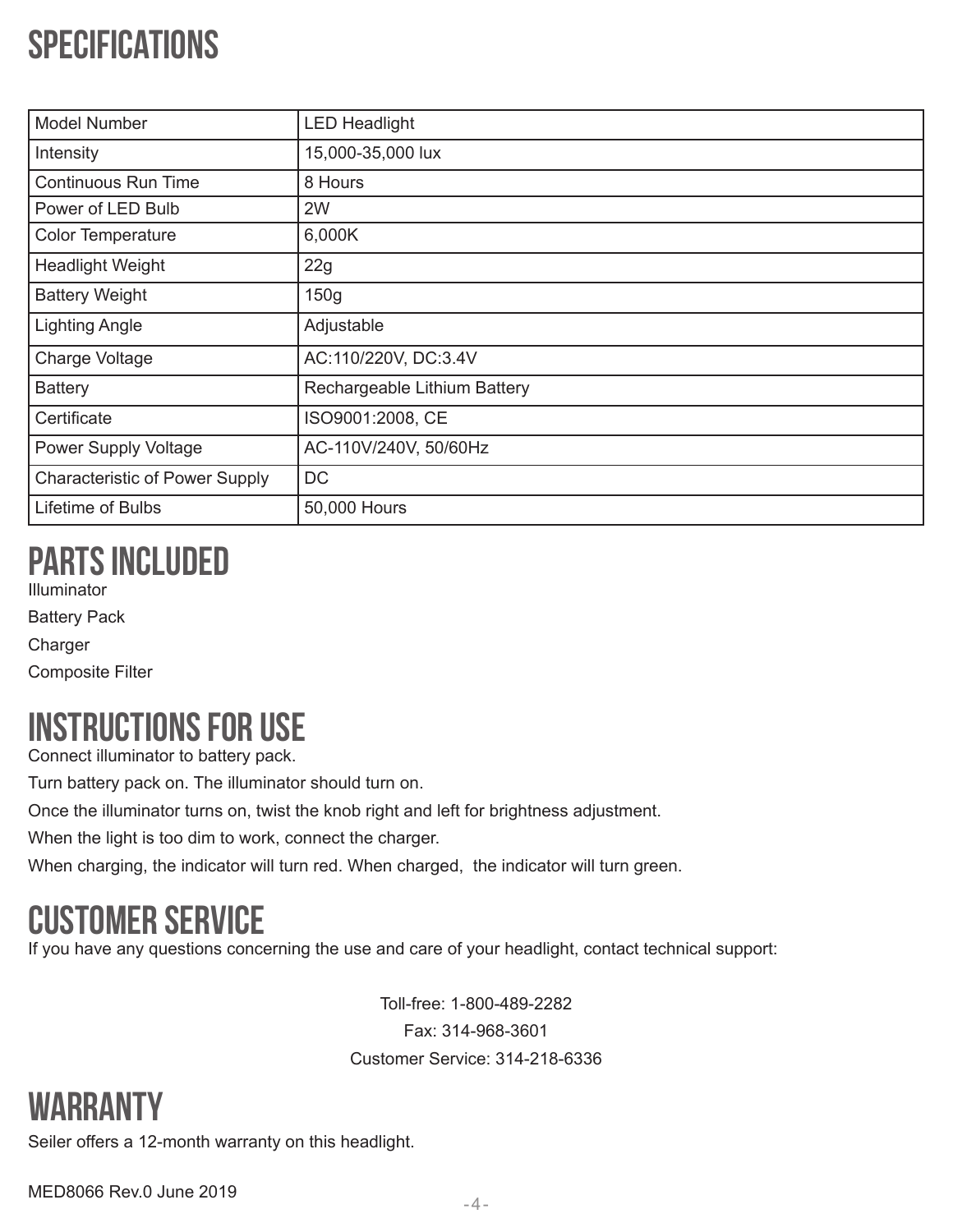# SPECIFICATIONS

| | |
|---|---|
| Model Number | LED Headlight |
| Intensity | 15,000-35,000 lux |
| Continuous Run Time | 8 Hours |
| Power of LED Bulb | 2W |
| Color Temperature | 6,000K |
| Headlight Weight | 22g |
| Battery Weight | 150g |
| Lighting Angle | Adjustable |
| Charge Voltage | AC:110/220V, DC:3.4V |
| Battery | Rechargeable Lithium Battery |
| Certificate | ISO9001:2008, CE |
| Power Supply Voltage | AC-110V/240V, 50/60Hz |
| Characteristic of Power Supply | DC |
| Lifetime of Bulbs | 50,000 Hours |

# PARTS INCLUDED

Illuminator

Battery Pack

Charger

Composite Filter

# INSTRUCTIONS FOR USE

Connect illuminator to battery pack.

Turn battery pack on. The illuminator should turn on.

Once the illuminator turns on, twist the knob right and left for brightness adjustment.

When the light is too dim to work, connect the charger.

When charging, the indicator will turn red. When charged, the indicator will turn green.

# CUSTOMER SERVICE

If you have any questions concerning the use and care of your headlight, contact technical support:

Toll-free: 1-800-489-2282

Fax: 314-968-3601

Customer Service: 314-218-6336

# WARRANTY

Seiler offers a 12-month warranty on this headlight.

MED8066 Rev.0 June 2019